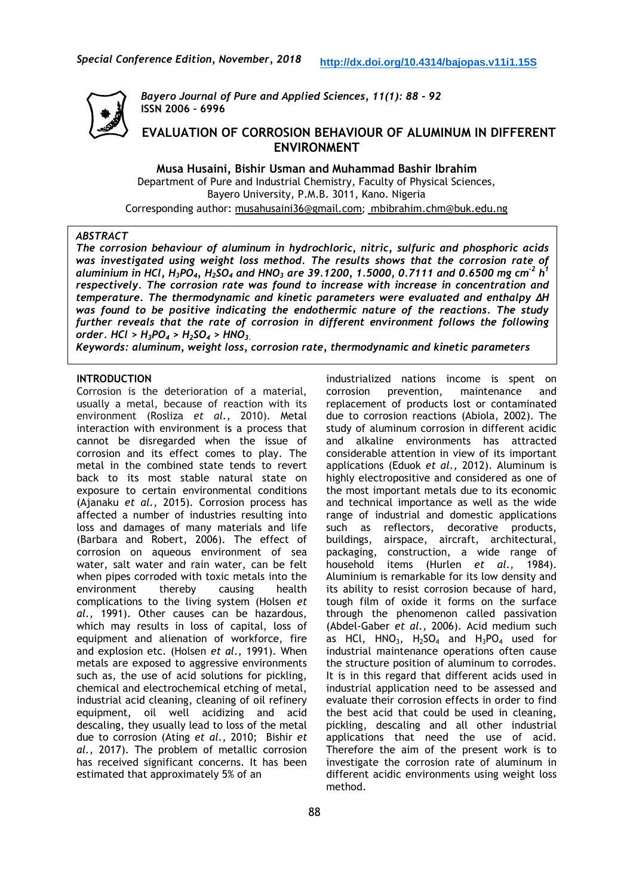# EVALUATION OF CORROSION BEHAVIOUR OF ALUMINUM IN DIFFERENT ENVIRONMENT

**Musa Husaini, Bishir Usman and Muhammad Bashir Ibrahim**

Department of Pure and Industrial Chemistry, Faculty of Physical Sciences, Bayero University, P.M.B. 3011, Kano. Nigeria

Corresponding author: musahusaini36@gmail.com; mbibrahim.chm@buk.edu.ng

## ABSTRACT

***The corrosion behaviour of aluminum in hydrochloric, nitric, sulfuric and phosphoric acids was investigated using weight loss method. The results shows that the corrosion rate of aluminium in HCl, $H_3PO_4$, $H_2SO_4$ and $HNO_3$ are 39.1200, 1.5000, 0.7111 and 0.6500 mg $cm^{-2}$ $h^1$ respectively. The corrosion rate was found to increase with increase in concentration and temperature. The thermodynamic and kinetic parameters were evaluated and enthalpy ΔH was found to be positive indicating the endothermic nature of the reactions. The study further reveals that the rate of corrosion in different environment follows the following order. HCl > $H_3PO_4$ > $H_2SO_4$ > $HNO_3$.***

***Keywords: aluminum, weight loss, corrosion rate, thermodynamic and kinetic parameters***

## INTRODUCTION

Corrosion is the deterioration of a material, usually a metal, because of reaction with its environment (Rosliza *et al.,* 2010). Metal interaction with environment is a process that cannot be disregarded when the issue of corrosion and its effect comes to play. The metal in the combined state tends to revert back to its most stable natural state on exposure to certain environmental conditions (Ajanaku *et al.,* 2015). Corrosion process has affected a number of industries resulting into loss and damages of many materials and life (Barbara and Robert, 2006). The effect of corrosion on aqueous environment of sea water, salt water and rain water, can be felt when pipes corroded with toxic metals into the environment thereby causing health complications to the living system (Holsen *et al.,* 1991). Other causes can be hazardous, which may results in loss of capital, loss of equipment and alienation of workforce, fire and explosion etc. (Holsen *et al.,* 1991). When metals are exposed to aggressive environments such as, the use of acid solutions for pickling, chemical and electrochemical etching of metal, industrial acid cleaning, cleaning of oil refinery equipment, oil well acidizing and acid descaling, they usually lead to loss of the metal due to corrosion (Ating *et al.,* 2010; Bishir *et al.,* 2017). The problem of metallic corrosion has received significant concerns. It has been estimated that approximately 5% of an industrialized nations income is spent on corrosion prevention, maintenance and replacement of products lost or contaminated due to corrosion reactions (Abiola, 2002). The study of aluminum corrosion in different acidic and alkaline environments has attracted considerable attention in view of its important applications (Eduok *et al.,* 2012). Aluminum is highly electropositive and considered as one of the most important metals due to its economic and technical importance as well as the wide range of industrial and domestic applications such as reflectors, decorative products, buildings, airspace, aircraft, architectural, packaging, construction, a wide range of household items (Hurlen *et al.,* 1984). Aluminium is remarkable for its low density and its ability to resist corrosion because of hard, tough film of oxide it forms on the surface through the phenomenon called passivation (Abdel-Gaber *et al.,* 2006). Acid medium such as HCl, $HNO_3$, $H_2SO_4$ and $H_3PO_4$ used for industrial maintenance operations often cause the structure position of aluminum to corrodes. It is in this regard that different acids used in industrial application need to be assessed and evaluate their corrosion effects in order to find the best acid that could be used in cleaning, pickling, descaling and all other industrial applications that need the use of acid. Therefore the aim of the present work is to investigate the corrosion rate of aluminum in different acidic environments using weight loss method.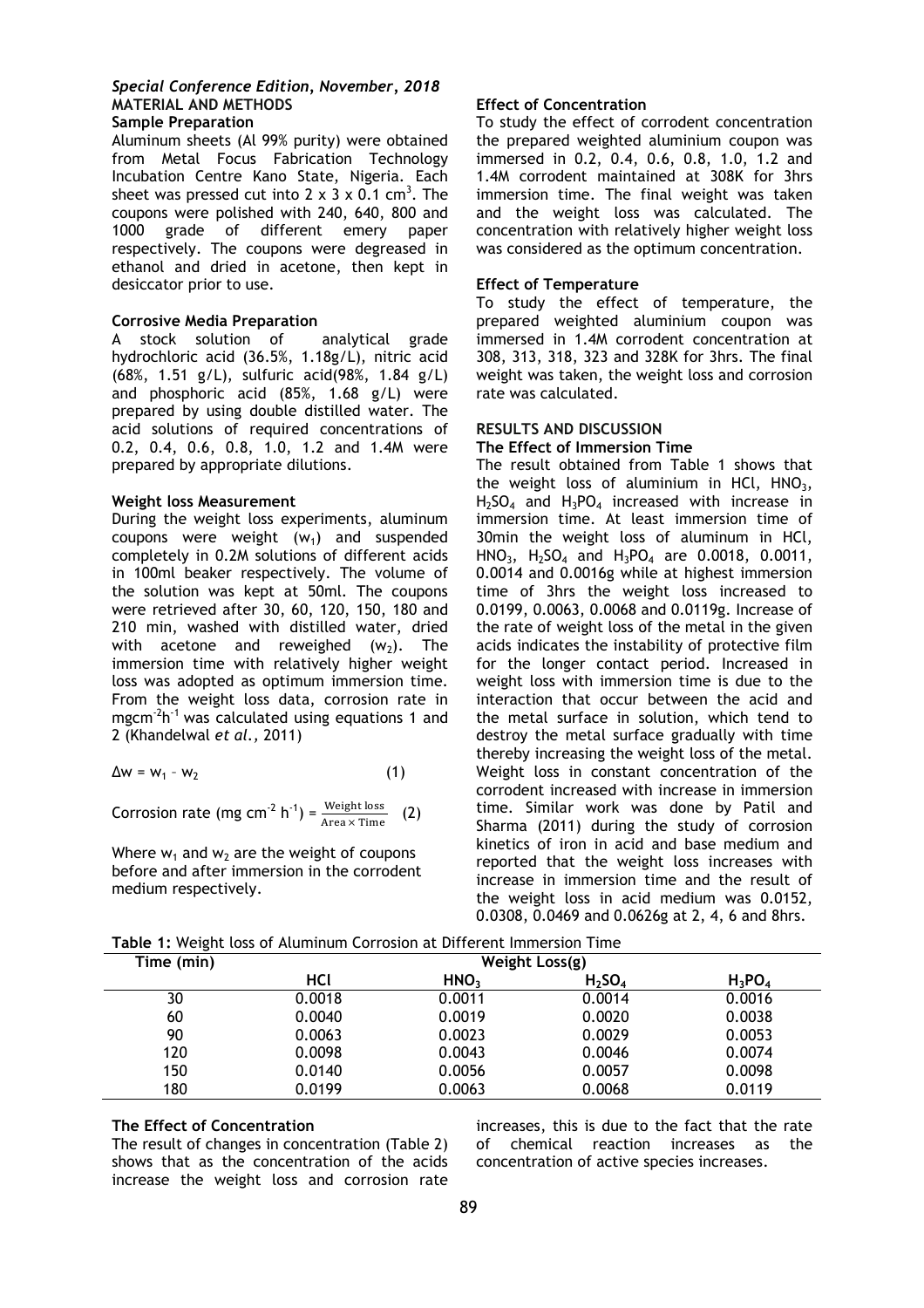*Special Conference Edition, November, 2018*

## MATERIAL AND METHODS

### Sample Preparation

Aluminum sheets (Al 99% purity) were obtained from Metal Focus Fabrication Technology Incubation Centre Kano State, Nigeria. Each sheet was pressed cut into 2 x 3 x 0.1 $cm^3$. The coupons were polished with 240, 640, 800 and 1000 grade of different emery paper respectively. The coupons were degreased in ethanol and dried in acetone, then kept in desiccator prior to use.

### Corrosive Media Preparation

A stock solution of analytical grade hydrochloric acid (36.5%, 1.18g/L), nitric acid (68%, 1.51 g/L), sulfuric acid(98%, 1.84 g/L) and phosphoric acid (85%, 1.68 g/L) were prepared by using double distilled water. The acid solutions of required concentrations of 0.2, 0.4, 0.6, 0.8, 1.0, 1.2 and 1.4M were prepared by appropriate dilutions.

### Weight loss Measurement

During the weight loss experiments, aluminum coupons were weight ($w_1$) and suspended completely in 0.2M solutions of different acids in 100ml beaker respectively. The volume of the solution was kept at 50ml. The coupons were retrieved after 30, 60, 120, 150, 180 and 210 min, washed with distilled water, dried with acetone and reweighed ($w_2$). The immersion time with relatively higher weight loss was adopted as optimum immersion time. From the weight loss data, corrosion rate in $mgcm^{-2}h^{-1}$ was calculated using equations 1 and 2 (Khandelwal *et al.,* 2011)

$$\Delta w = w_1 - w_2 \qquad (1)$$

$$\text{Corrosion rate (mg cm}^{-2}\text{ h}^{-1}) = \frac{\text{Weight loss}}{\text{Area} \times \text{Time}} \qquad (2)$$

Where $w_1$ and $w_2$ are the weight of coupons before and after immersion in the corrodent medium respectively.

### Effect of Concentration

To study the effect of corrodent concentration the prepared weighted aluminium coupon was immersed in 0.2, 0.4, 0.6, 0.8, 1.0, 1.2 and 1.4M corrodent maintained at 308K for 3hrs immersion time. The final weight was taken and the weight loss was calculated. The concentration with relatively higher weight loss was considered as the optimum concentration.

### Effect of Temperature

To study the effect of temperature, the prepared weighted aluminium coupon was immersed in 1.4M corrodent concentration at 308, 313, 318, 323 and 328K for 3hrs. The final weight was taken, the weight loss and corrosion rate was calculated.

## RESULTS AND DISCUSSION

### The Effect of Immersion Time

The result obtained from Table 1 shows that the weight loss of aluminium in HCl, $HNO_3$, $H_2SO_4$ and $H_3PO_4$ increased with increase in immersion time. At least immersion time of 30min the weight loss of aluminum in HCl, $HNO_3$, $H_2SO_4$ and $H_3PO_4$ are 0.0018, 0.0011, 0.0014 and 0.0016g while at highest immersion time of 3hrs the weight loss increased to 0.0199, 0.0063, 0.0068 and 0.0119g. Increase of the rate of weight loss of the metal in the given acids indicates the instability of protective film for the longer contact period. Increased in weight loss with immersion time is due to the interaction that occur between the acid and the metal surface in solution, which tend to destroy the metal surface gradually with time thereby increasing the weight loss of the metal. Weight loss in constant concentration of the corrodent increased with increase in immersion time. Similar work was done by Patil and Sharma (2011) during the study of corrosion kinetics of iron in acid and base medium and reported that the weight loss increases with increase in immersion time and the result of the weight loss in acid medium was 0.0152, 0.0308, 0.0469 and 0.0626g at 2, 4, 6 and 8hrs.

**Table 1:** Weight loss of Aluminum Corrosion at Different Immersion Time

| Time (min) | Weight Loss(g) | | | |
|---|---|---|---|---|
| | HCl | $HNO_3$ | $H_2SO_4$ | $H_3PO_4$ |
| 30 | 0.0018 | 0.0011 | 0.0014 | 0.0016 |
| 60 | 0.0040 | 0.0019 | 0.0020 | 0.0038 |
| 90 | 0.0063 | 0.0023 | 0.0029 | 0.0053 |
| 120 | 0.0098 | 0.0043 | 0.0046 | 0.0074 |
| 150 | 0.0140 | 0.0056 | 0.0057 | 0.0098 |
| 180 | 0.0199 | 0.0063 | 0.0068 | 0.0119 |

### The Effect of Concentration

The result of changes in concentration (Table 2) shows that as the concentration of the acids increase the weight loss and corrosion rate increases, this is due to the fact that the rate of chemical reaction increases as the concentration of active species increases.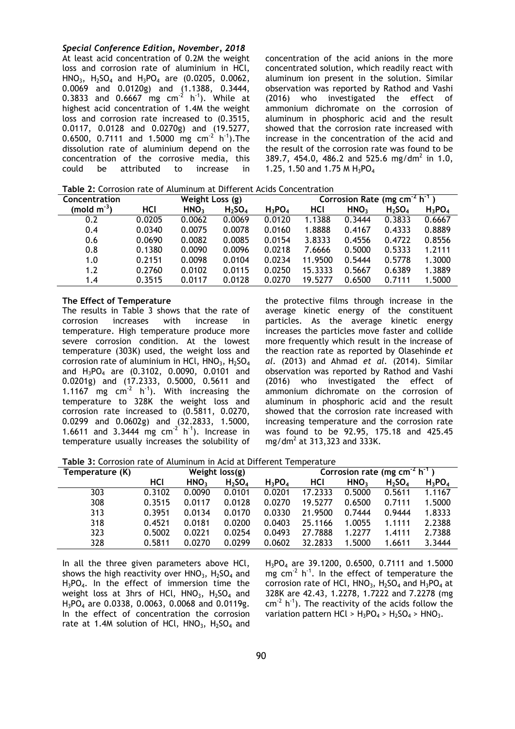At least acid concentration of 0.2M the weight loss and corrosion rate of aluminium in HCl, $HNO_3$, $H_2SO_4$ and $H_3PO_4$ are (0.0205, 0.0062, 0.0069 and 0.0120g) and (1.1388, 0.3444, 0.3833 and 0.6667 mg $cm^{-2}$ $h^{-1}$). While at highest acid concentration of 1.4M the weight loss and corrosion rate increased to (0.3515, 0.0117, 0.0128 and 0.0270g) and (19.5277, 0.6500, 0.7111 and 1.5000 mg $cm^{-2}$ $h^{-1}$).The dissolution rate of aluminium depend on the concentration of the corrosive media, this could be attributed to increase in concentration of the acid anions in the more concentrated solution, which readily react with aluminum ion present in the solution. Similar observation was reported by Rathod and Vashi (2016) who investigated the effect of ammonium dichromate on the corrosion of aluminum in phosphoric acid and the result showed that the corrosion rate increased with increase in the concentration of the acid and the result of the corrosion rate was found to be 389.7, 454.0, 486.2 and 525.6 mg/$dm^2$ in 1.0, 1.25, 1.50 and 1.75 M $H_3PO_4$

**Table 2:** Corrosion rate of Aluminum at Different Acids Concentration

| Concentration (mold $m^{-3}$) | Weight Loss (g) | | | | Corrosion Rate (mg $cm^{-2}$ $h^{-1}$) | | | |
|---|---|---|---|---|---|---|---|---|
| | HCl | $HNO_3$ | $H_2SO_4$ | $H_3PO_4$ | HCl | $HNO_3$ | $H_2SO_4$ | $H_3PO_4$ |
| 0.2 | 0.0205 | 0.0062 | 0.0069 | 0.0120 | 1.1388 | 0.3444 | 0.3833 | 0.6667 |
| 0.4 | 0.0340 | 0.0075 | 0.0078 | 0.0160 | 1.8888 | 0.4167 | 0.4333 | 0.8889 |
| 0.6 | 0.0690 | 0.0082 | 0.0085 | 0.0154 | 3.8333 | 0.4556 | 0.4722 | 0.8556 |
| 0.8 | 0.1380 | 0.0090 | 0.0096 | 0.0218 | 7.6666 | 0.5000 | 0.5333 | 1.2111 |
| 1.0 | 0.2151 | 0.0098 | 0.0104 | 0.0234 | 11.9500 | 0.5444 | 0.5778 | 1.3000 |
| 1.2 | 0.2760 | 0.0102 | 0.0115 | 0.0250 | 15.3333 | 0.5667 | 0.6389 | 1.3889 |
| 1.4 | 0.3515 | 0.0117 | 0.0128 | 0.0270 | 19.5277 | 0.6500 | 0.7111 | 1.5000 |

**The Effect of Temperature**

The results in Table 3 shows that the rate of corrosion increases with increase in temperature. High temperature produce more severe corrosion condition. At the lowest temperature (303K) used, the weight loss and corrosion rate of aluminium in HCl, $HNO_3$, $H_2SO_4$ and $H_3PO_4$ are (0.3102, 0.0090, 0.0101 and 0.0201g) and (17.2333, 0.5000, 0.5611 and 1.1167 mg $cm^{-2}$ $h^{-1}$). With increasing the temperature to 328K the weight loss and corrosion rate increased to (0.5811, 0.0270, 0.0299 and 0.0602g) and (32.2833, 1.5000, 1.6611 and 3.3444 mg $cm^{-2}$ $h^{-1}$). Increase in temperature usually increases the solubility of the protective films through increase in the average kinetic energy of the constituent particles. As the average kinetic energy increases the particles move faster and collide more frequently which result in the increase of the reaction rate as reported by Olasehinde *et al*. (2013) and Ahmad *et al*. (2014). Similar observation was reported by Rathod and Vashi (2016) who investigated the effect of ammonium dichromate on the corrosion of aluminum in phosphoric acid and the result showed that the corrosion rate increased with increasing temperature and the corrosion rate was found to be 92.95, 175.18 and 425.45 mg/$dm^2$ at 313,323 and 333K.

**Table 3:** Corrosion rate of Aluminum in Acid at Different Temperature

| Temperature (K) | Weight loss(g) | | | | Corrosion rate (mg $cm^{-2}$ $h^{-1}$) | | | |
|---|---|---|---|---|---|---|---|---|
| | HCl | $HNO_3$ | $H_2SO_4$ | $H_3PO_4$ | HCl | $HNO_3$ | $H_2SO_4$ | $H_3PO_4$ |
| 303 | 0.3102 | 0.0090 | 0.0101 | 0.0201 | 17.2333 | 0.5000 | 0.5611 | 1.1167 |
| 308 | 0.3515 | 0.0117 | 0.0128 | 0.0270 | 19.5277 | 0.6500 | 0.7111 | 1.5000 |
| 313 | 0.3951 | 0.0134 | 0.0170 | 0.0330 | 21.9500 | 0.7444 | 0.9444 | 1.8333 |
| 318 | 0.4521 | 0.0181 | 0.0200 | 0.0403 | 25.1166 | 1.0055 | 1.1111 | 2.2388 |
| 323 | 0.5002 | 0.0221 | 0.0254 | 0.0493 | 27.7888 | 1.2277 | 1.4111 | 2.7388 |
| 328 | 0.5811 | 0.0270 | 0.0299 | 0.0602 | 32.2833 | 1.5000 | 1.6611 | 3.3444 |

In all the three given parameters above HCl, shows the high reactivity over $HNO_3$, $H_2SO_4$ and $H_3PO_4$. In the effect of immersion time the weight loss at 3hrs of HCl, $HNO_3$, $H_2SO_4$ and $H_3PO_4$ are 0.0338, 0.0063, 0.0068 and 0.0119g. In the effect of concentration the corrosion rate at 1.4M solution of HCl, $HNO_3$, $H_2SO_4$ and $H_3PO_4$ are 39.1200, 0.6500, 0.7111 and 1.5000 mg $cm^{-2}$ $h^{-1}$. In the effect of temperature the corrosion rate of HCl, $HNO_3$, $H_2SO_4$ and $H_3PO_4$ at 328K are 42.43, 1.2278, 1.7222 and 7.2278 (mg $cm^{-2}$ $h^{-1}$). The reactivity of the acids follow the variation pattern HCl > $H_3PO_4$ > $H_2SO_4$ > $HNO_3$.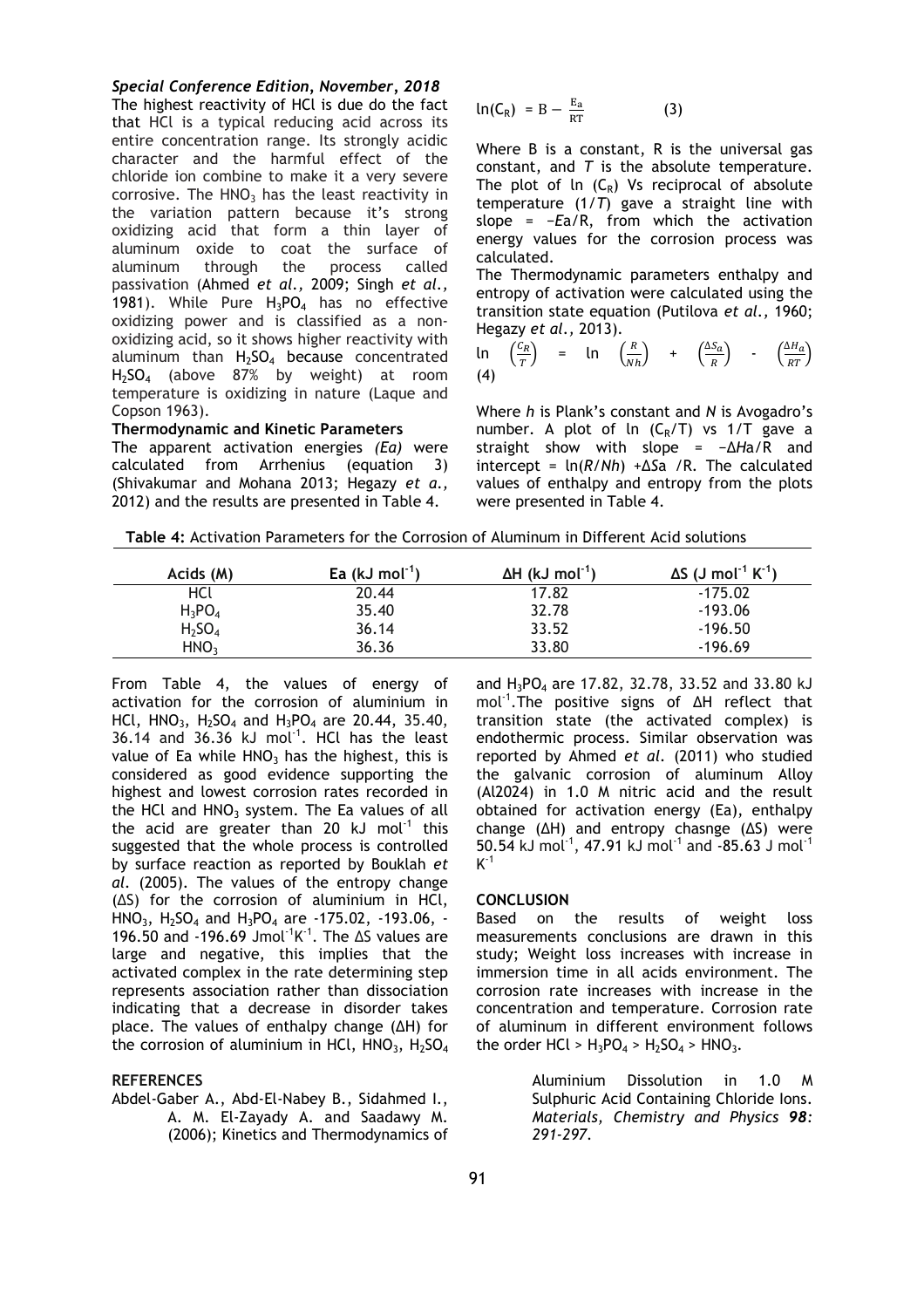The highest reactivity of HCl is due do the fact that HCl is a typical reducing acid across its entire concentration range. Its strongly acidic character and the harmful effect of the chloride ion combine to make it a very severe corrosive. The $HNO_3$ has the least reactivity in the variation pattern because it's strong oxidizing acid that form a thin layer of aluminum oxide to coat the surface of aluminum through the process called passivation (Ahmed *et al.,* 2009; Singh *et al.,* 1981). While Pure $H_3PO_4$ has no effective oxidizing power and is classified as a non-oxidizing acid, so it shows higher reactivity with aluminum than $H_2SO_4$ because concentrated $H_2SO_4$ (above 87% by weight) at room temperature is oxidizing in nature (Laque and Copson 1963).

**Thermodynamic and Kinetic Parameters**

The apparent activation energies *(Ea)* were calculated from Arrhenius (equation 3) (Shivakumar and Mohana 2013; Hegazy *et a.,* 2012) and the results are presented in Table 4.

$$\ln(C_R) = B - \frac{E_a}{RT} \qquad (3)$$

Where B is a constant, R is the universal gas constant, and *T* is the absolute temperature. The plot of ln ($C_R$) Vs reciprocal of absolute temperature (1/*T*) gave a straight line with slope = −*E*a/R, from which the activation energy values for the corrosion process was calculated.

The Thermodynamic parameters enthalpy and entropy of activation were calculated using the transition state equation (Putilova *et al.,* 1960; Hegazy *et al.,* 2013).

$$\ln\left(\frac{C_R}{T}\right) = \ln\left(\frac{R}{Nh}\right) + \left(\frac{\Delta S_a}{R}\right) - \left(\frac{\Delta H_a}{RT}\right) \qquad (4)$$

Where *h* is Plank's constant and *N* is Avogadro's number. A plot of ln ($C_R$/T) vs 1/T gave a straight show with slope = −Δ*H*a/R and intercept = ln(*R*/*Nh*) +ΔSa /R. The calculated values of enthalpy and entropy from the plots were presented in Table 4.

**Table 4:** Activation Parameters for the Corrosion of Aluminum in Different Acid solutions

| Acids (M) | Ea (kJ $mol^{-1}$) | ΔH (kJ $mol^{-1}$) | ΔS (J $mol^{-1}$ $K^{-1}$) |
|---|---|---|---|
| HCl | 20.44 | 17.82 | -175.02 |
| $H_3PO_4$ | 35.40 | 32.78 | -193.06 |
| $H_2SO_4$ | 36.14 | 33.52 | -196.50 |
| $HNO_3$ | 36.36 | 33.80 | -196.69 |

From Table 4, the values of energy of activation for the corrosion of aluminium in HCl, $HNO_3$, $H_2SO_4$ and $H_3PO_4$ are 20.44, 35.40, 36.14 and 36.36 kJ $mol^{-1}$. HCl has the least value of Ea while $HNO_3$ has the highest, this is considered as good evidence supporting the highest and lowest corrosion rates recorded in the HCl and $HNO_3$ system. The Ea values of all the acid are greater than 20 kJ $mol^{-1}$ this suggested that the whole process is controlled by surface reaction as reported by Bouklah *et al*. (2005). The values of the entropy change (ΔS) for the corrosion of aluminium in HCl, $HNO_3$, $H_2SO_4$ and $H_3PO_4$ are -175.02, -193.06, -196.50 and -196.69 $Jmol^{-1}K^{-1}$. The ΔS values are large and negative, this implies that the activated complex in the rate determining step represents association rather than dissociation indicating that a decrease in disorder takes place. The values of enthalpy change (ΔH) for the corrosion of aluminium in HCl, $HNO_3$, $H_2SO_4$ and $H_3PO_4$ are 17.82, 32.78, 33.52 and 33.80 kJ $mol^{-1}$.The positive signs of ΔH reflect that transition state (the activated complex) is endothermic process. Similar observation was reported by Ahmed *et al*. (2011) who studied the galvanic corrosion of aluminum Alloy (Al2024) in 1.0 M nitric acid and the result obtained for activation energy (Ea), enthalpy change (ΔH) and entropy chasnge (ΔS) were 50.54 kJ $mol^{-1}$, 47.91 kJ $mol^{-1}$ and -85.63 J $mol^{-1}$ $K^{-1}$

## CONCLUSION

Based on the results of weight loss measurements conclusions are drawn in this study; Weight loss increases with increase in immersion time in all acids environment. The corrosion rate increases with increase in the concentration and temperature. Corrosion rate of aluminum in different environment follows the order HCl > $H_3PO_4$ > $H_2SO_4$ > $HNO_3$.

## REFERENCES

Abdel-Gaber A., Abd-El-Nabey B., Sidahmed I., A. M. El-Zayady A. and Saadawy M. (2006); Kinetics and Thermodynamics of Aluminium Dissolution in 1.0 M Sulphuric Acid Containing Chloride Ions. *Materials, Chemistry and Physics* ***98****: 291-297.*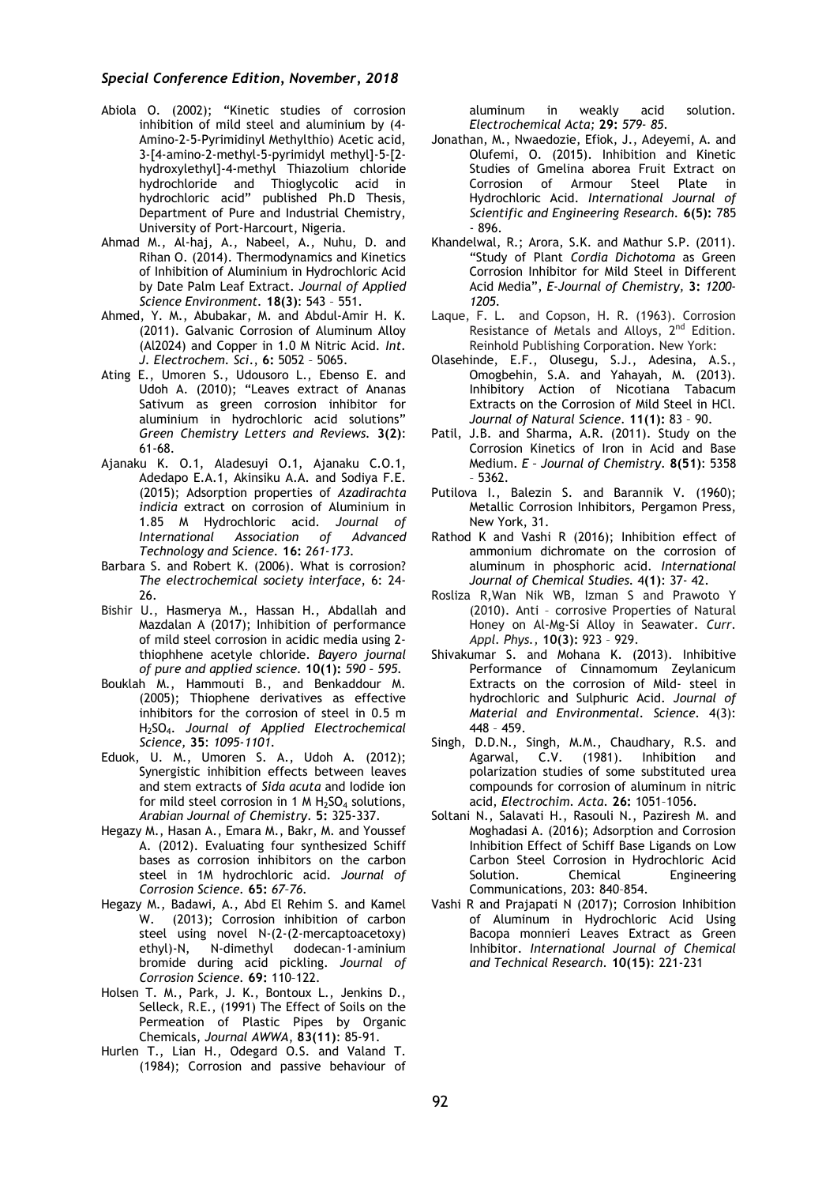- Abiola O. (2002); "Kinetic studies of corrosion inhibition of mild steel and aluminium by (4-Amino-2-5-Pyrimidinyl Methylthio) Acetic acid, 3-[4-amino-2-methyl-5-pyrimidyl methyl]-5-[2-hydroxylethyl]-4-methyl Thiazolium chloride hydrochloride and Thioglycolic acid in hydrochloric acid" published Ph.D Thesis, Department of Pure and Industrial Chemistry, University of Port-Harcourt, Nigeria.
- Ahmad M., Al-haj, A., Nabeel, A., Nuhu, D. and Rihan O. (2014). Thermodynamics and Kinetics of Inhibition of Aluminium in Hydrochloric Acid by Date Palm Leaf Extract. *Journal of Applied Science Environment.* **18(3)**: 543 – 551.
- Ahmed, Y. M., Abubakar, M. and Abdul-Amir H. K. (2011). Galvanic Corrosion of Aluminum Alloy (Al2024) and Copper in 1.0 M Nitric Acid. *Int. J. Electrochem. Sci*., **6:** 5052 – 5065.
- Ating E., Umoren S., Udousoro L., Ebenso E. and Udoh A. (2010); "Leaves extract of Ananas Sativum as green corrosion inhibitor for aluminium in hydrochloric acid solutions" *Green Chemistry Letters and Reviews.* **3(2)**: 61-68.
- Ajanaku K. O.1, Aladesuyi O.1, Ajanaku C.O.1, Adedapo E.A.1, Akinsiku A.A. and Sodiya F.E. (2015); Adsorption properties of *Azadirachta indicia* extract on corrosion of Aluminium in 1.85 M Hydrochloric acid. *Journal of International Association of Advanced Technology and Science.* **16:** *261-173.*
- Barbara S. and Robert K. (2006). What is corrosion? *The electrochemical society interface*, 6: 24-26.
- Bishir U., Hasmerya M., Hassan H., Abdallah and Mazdalan A (2017); Inhibition of performance of mild steel corrosion in acidic media using 2-thiophhene acetyle chloride. *Bayero journal of pure and applied science.* **10(1):** *590 – 595.*
- Bouklah M., Hammouti B., and Benkaddour M. (2005); Thiophene derivatives as effective inhibitors for the corrosion of steel in 0.5 m $H_2SO_4$. *Journal of Applied Electrochemical Science,* **35**: *1095-1101.*
- Eduok, U. M., Umoren S. A., Udoh A. (2012); Synergistic inhibition effects between leaves and stem extracts of *Sida acuta* and Iodide ion for mild steel corrosion in 1 M $H_2SO_4$ solutions, *Arabian Journal of Chemistry*. **5:** 325-337.
- Hegazy M., Hasan A., Emara M., Bakr, M. and Youssef A. (2012). Evaluating four synthesized Schiff bases as corrosion inhibitors on the carbon steel in 1M hydrochloric acid. *Journal of Corrosion Science.* **65:** *67-76.*
- Hegazy M., Badawi, A., Abd El Rehim S. and Kamel W. (2013); Corrosion inhibition of carbon steel using novel N-(2-(2-mercaptoacetoxy) ethyl)-N, N-dimethyl dodecan-1-aminium bromide during acid pickling. *Journal of Corrosion Science.* **69:** 110–122.
- Holsen T. M., Park, J. K., Bontoux L., Jenkins D., Selleck, R.E., (1991) The Effect of Soils on the Permeation of Plastic Pipes by Organic Chemicals, *Journal AWWA*, **83(11)**: 85-91.
- Hurlen T., Lian H., Odegard O.S. and Valand T. (1984); Corrosion and passive behaviour of aluminum in weakly acid solution. *Electrochemical Acta;* **29:** *579- 85.*
- Jonathan, M., Nwaedozie, Efiok, J., Adeyemi, A. and Olufemi, O. (2015). Inhibition and Kinetic Studies of Gmelina aborea Fruit Extract on Corrosion of Armour Steel Plate in Hydrochloric Acid. *International Journal of Scientific and Engineering Research.* **6(5):** 785 - 896.
- Khandelwal, R.; Arora, S.K. and Mathur S.P. (2011). "Study of Plant *Cordia Dichotoma* as Green Corrosion Inhibitor for Mild Steel in Different Acid Media", *E-Journal of Chemistry,* **3:** *1200-1205.*
- Laque, F. L. and Copson, H. R. (1963). Corrosion Resistance of Metals and Alloys, 2nd Edition. Reinhold Publishing Corporation. New York:
- Olasehinde, E.F., Olusegu, S.J., Adesina, A.S., Omogbehin, S.A. and Yahayah, M. (2013). Inhibitory Action of Nicotiana Tabacum Extracts on the Corrosion of Mild Steel in HCl. *Journal of Natural Science.* **11(1):** 83 – 90.
- Patil, J.B. and Sharma, A.R. (2011). Study on the Corrosion Kinetics of Iron in Acid and Base Medium. *E – Journal of Chemistry.* **8(51)**: 5358 – 5362.
- Putilova I., Balezin S. and Barannik V. (1960); Metallic Corrosion Inhibitors, Pergamon Press, New York, 31.
- Rathod K and Vashi R (2016); Inhibition effect of ammonium dichromate on the corrosion of aluminum in phosphoric acid. *International Journal of Chemical Studies.* **4(1)**: 37- 42.
- Rosliza R,Wan Nik WB, Izman S and Prawoto Y (2010). Anti – corrosive Properties of Natural Honey on Al-Mg-Si Alloy in Seawater. *Curr. Appl. Phys.,* **10(3):** 923 – 929.
- Shivakumar S. and Mohana K. (2013). Inhibitive Performance of Cinnamomum Zeylanicum Extracts on the corrosion of Mild- steel in hydrochloric and Sulphuric Acid. *Journal of Material and Environmental. Science.* 4(3): 448 – 459.
- Singh, D.D.N., Singh, M.M., Chaudhary, R.S. and Agarwal, C.V. (1981). Inhibition and polarization studies of some substituted urea compounds for corrosion of aluminum in nitric acid, *Electrochim. Acta.* **26:** 1051–1056.
- Soltani N., Salavati H., Rasouli N., Paziresh M. and Moghadasi A. (2016); Adsorption and Corrosion Inhibition Effect of Schiff Base Ligands on Low Carbon Steel Corrosion in Hydrochloric Acid Solution. Chemical Engineering Communications, 203: 840–854.
- Vashi R and Prajapati N (2017); Corrosion Inhibition of Aluminum in Hydrochloric Acid Using Bacopa monnieri Leaves Extract as Green Inhibitor. *International Journal of Chemical and Technical Research.* **10(15)**: 221-231